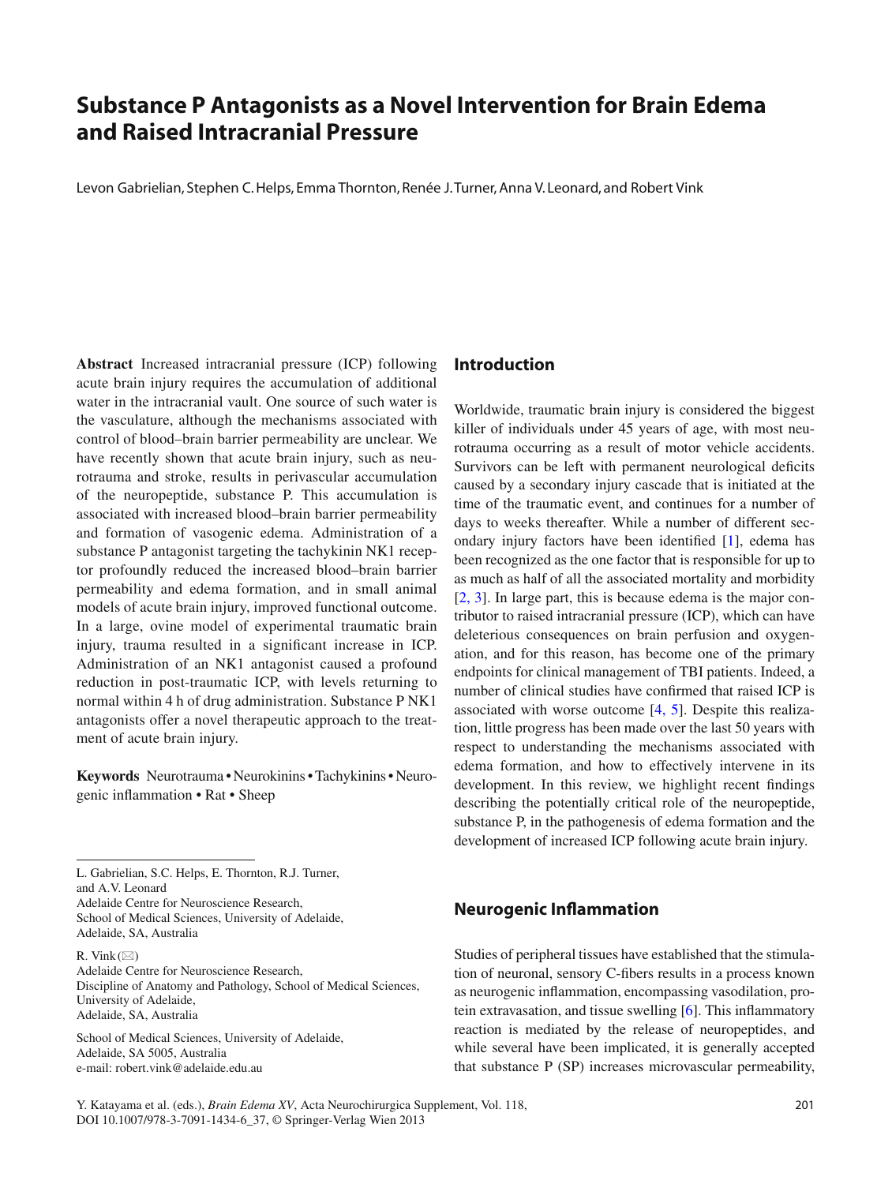# Substance P Antagonists as a Novel Intervention for Brain Edema and Raised Intracranial Pressure

Levon Gabrielian, Stephen C. Helps, Emma Thornton, Renée J. Turner, Anna V. Leonard, and Robert Vink

**Abstract** Increased intracranial pressure (ICP) following acute brain injury requires the accumulation of additional water in the intracranial vault. One source of such water is the vasculature, although the mechanisms associated with control of blood–brain barrier permeability are unclear. We have recently shown that acute brain injury, such as neurotrauma and stroke, results in perivascular accumulation of the neuropeptide, substance P. This accumulation is associated with increased blood–brain barrier permeability and formation of vasogenic edema. Administration of a substance P antagonist targeting the tachykinin NK1 receptor profoundly reduced the increased blood–brain barrier permeability and edema formation, and in small animal models of acute brain injury, improved functional outcome. In a large, ovine model of experimental traumatic brain injury, trauma resulted in a significant increase in ICP. Administration of an NK1 antagonist caused a profound reduction in post-traumatic ICP, with levels returning to normal within 4 h of drug administration. Substance P NK1 antagonists offer a novel therapeutic approach to the treatment of acute brain injury.

**Keywords** Neurotrauma • Neurokinins • Tachykinins • Neurogenic inflammation • Rat • Sheep

L. Gabrielian, S.C. Helps, E. Thornton, R.J. Turner, and A.V. Leonard
Adelaide Centre for Neuroscience Research, School of Medical Sciences, University of Adelaide, Adelaide, SA, Australia

R. Vink (✉)
Adelaide Centre for Neuroscience Research, Discipline of Anatomy and Pathology, School of Medical Sciences, University of Adelaide, Adelaide, SA, Australia

School of Medical Sciences, University of Adelaide, Adelaide, SA 5005, Australia
e-mail: robert.vink@adelaide.edu.au

## Introduction

Worldwide, traumatic brain injury is considered the biggest killer of individuals under 45 years of age, with most neurotrauma occurring as a result of motor vehicle accidents. Survivors can be left with permanent neurological deficits caused by a secondary injury cascade that is initiated at the time of the traumatic event, and continues for a number of days to weeks thereafter. While a number of different secondary injury factors have been identified [1], edema has been recognized as the one factor that is responsible for up to as much as half of all the associated mortality and morbidity [2, 3]. In large part, this is because edema is the major contributor to raised intracranial pressure (ICP), which can have deleterious consequences on brain perfusion and oxygenation, and for this reason, has become one of the primary endpoints for clinical management of TBI patients. Indeed, a number of clinical studies have confirmed that raised ICP is associated with worse outcome [4, 5]. Despite this realization, little progress has been made over the last 50 years with respect to understanding the mechanisms associated with edema formation, and how to effectively intervene in its development. In this review, we highlight recent findings describing the potentially critical role of the neuropeptide, substance P, in the pathogenesis of edema formation and the development of increased ICP following acute brain injury.

## Neurogenic Inflammation

Studies of peripheral tissues have established that the stimulation of neuronal, sensory C-fibers results in a process known as neurogenic inflammation, encompassing vasodilation, protein extravasation, and tissue swelling [6]. This inflammatory reaction is mediated by the release of neuropeptides, and while several have been implicated, it is generally accepted that substance P (SP) increases microvascular permeability,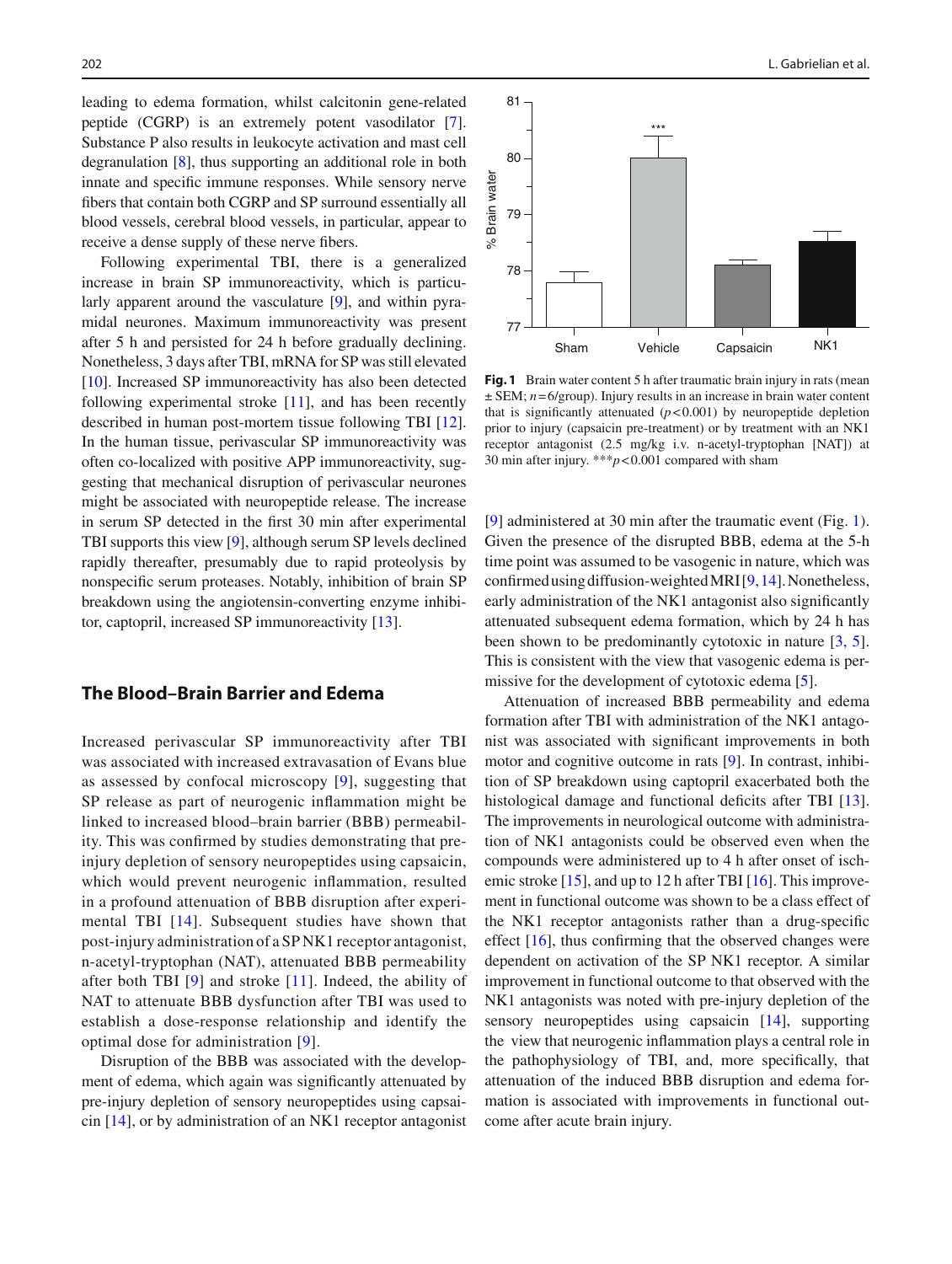leading to edema formation, whilst calcitonin gene-related peptide (CGRP) is an extremely potent vasodilator [7]. Substance P also results in leukocyte activation and mast cell degranulation [8], thus supporting an additional role in both innate and specific immune responses. While sensory nerve fibers that contain both CGRP and SP surround essentially all blood vessels, cerebral blood vessels, in particular, appear to receive a dense supply of these nerve fibers.

Following experimental TBI, there is a generalized increase in brain SP immunoreactivity, which is particularly apparent around the vasculature [9], and within pyramidal neurones. Maximum immunoreactivity was present after 5 h and persisted for 24 h before gradually declining. Nonetheless, 3 days after TBI, mRNA for SP was still elevated [10]. Increased SP immunoreactivity has also been detected following experimental stroke [11], and has been recently described in human post-mortem tissue following TBI [12]. In the human tissue, perivascular SP immunoreactivity was often co-localized with positive APP immunoreactivity, suggesting that mechanical disruption of perivascular neurones might be associated with neuropeptide release. The increase in serum SP detected in the first 30 min after experimental TBI supports this view [9], although serum SP levels declined rapidly thereafter, presumably due to rapid proteolysis by nonspecific serum proteases. Notably, inhibition of brain SP breakdown using the angiotensin-converting enzyme inhibitor, captopril, increased SP immunoreactivity [13].

## The Blood–Brain Barrier and Edema

Increased perivascular SP immunoreactivity after TBI was associated with increased extravasation of Evans blue as assessed by confocal microscopy [9], suggesting that SP release as part of neurogenic inflammation might be linked to increased blood–brain barrier (BBB) permeability. This was confirmed by studies demonstrating that pre-injury depletion of sensory neuropeptides using capsaicin, which would prevent neurogenic inflammation, resulted in a profound attenuation of BBB disruption after experimental TBI [14]. Subsequent studies have shown that post-injury administration of a SP NK1 receptor antagonist, n-acetyl-tryptophan (NAT), attenuated BBB permeability after both TBI [9] and stroke [11]. Indeed, the ability of NAT to attenuate BBB dysfunction after TBI was used to establish a dose-response relationship and identify the optimal dose for administration [9].

Disruption of the BBB was associated with the development of edema, which again was significantly attenuated by pre-injury depletion of sensory neuropeptides using capsaicin [14], or by administration of an NK1 receptor antagonist [9] administered at 30 min after the traumatic event (Fig. 1). Given the presence of the disrupted BBB, edema at the 5-h time point was assumed to be vasogenic in nature, which was confirmed using diffusion-weighted MRI [9, 14]. Nonetheless, early administration of the NK1 antagonist also significantly attenuated subsequent edema formation, which by 24 h has been shown to be predominantly cytotoxic in nature [3, 5]. This is consistent with the view that vasogenic edema is permissive for the development of cytotoxic edema [5].

**Fig. 1** Brain water content 5 h after traumatic brain injury in rats (mean ± SEM; $n = 6$/group). Injury results in an increase in brain water content that is significantly attenuated ($p < 0.001$) by neuropeptide depletion prior to injury (capsaicin pre-treatment) or by treatment with an NK1 receptor antagonist (2.5 mg/kg i.v. n-acetyl-tryptophan [NAT]) at 30 min after injury. ***$p < 0.001$ compared with sham

Attenuation of increased BBB permeability and edema formation after TBI with administration of the NK1 antagonist was associated with significant improvements in both motor and cognitive outcome in rats [9]. In contrast, inhibition of SP breakdown using captopril exacerbated both the histological damage and functional deficits after TBI [13]. The improvements in neurological outcome with administration of NK1 antagonists could be observed even when the compounds were administered up to 4 h after onset of ischemic stroke [15], and up to 12 h after TBI [16]. This improvement in functional outcome was shown to be a class effect of the NK1 receptor antagonists rather than a drug-specific effect [16], thus confirming that the observed changes were dependent on activation of the SP NK1 receptor. A similar improvement in functional outcome to that observed with the NK1 antagonists was noted with pre-injury depletion of the sensory neuropeptides using capsaicin [14], supporting the view that neurogenic inflammation plays a central role in the pathophysiology of TBI, and, more specifically, that attenuation of the induced BBB disruption and edema formation is associated with improvements in functional outcome after acute brain injury.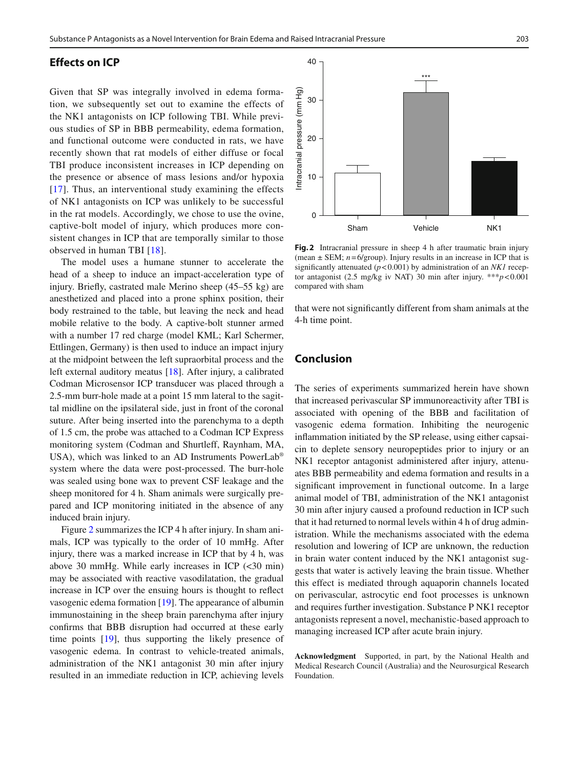## Effects on ICP

Given that SP was integrally involved in edema formation, we subsequently set out to examine the effects of the NK1 antagonists on ICP following TBI. While previous studies of SP in BBB permeability, edema formation, and functional outcome were conducted in rats, we have recently shown that rat models of either diffuse or focal TBI produce inconsistent increases in ICP depending on the presence or absence of mass lesions and/or hypoxia [17]. Thus, an interventional study examining the effects of NK1 antagonists on ICP was unlikely to be successful in the rat models. Accordingly, we chose to use the ovine, captive-bolt model of injury, which produces more consistent changes in ICP that are temporally similar to those observed in human TBI [18].

The model uses a humane stunner to accelerate the head of a sheep to induce an impact-acceleration type of injury. Briefly, castrated male Merino sheep (45–55 kg) are anesthetized and placed into a prone sphinx position, their body restrained to the table, but leaving the neck and head mobile relative to the body. A captive-bolt stunner armed with a number 17 red charge (model KML; Karl Schermer, Ettlingen, Germany) is then used to induce an impact injury at the midpoint between the left supraorbital process and the left external auditory meatus [18]. After injury, a calibrated Codman Microsensor ICP transducer was placed through a 2.5-mm burr-hole made at a point 15 mm lateral to the sagittal midline on the ipsilateral side, just in front of the coronal suture. After being inserted into the parenchyma to a depth of 1.5 cm, the probe was attached to a Codman ICP Express monitoring system (Codman and Shurtleff, Raynham, MA, USA), which was linked to an AD Instruments PowerLab® system where the data were post-processed. The burr-hole was sealed using bone wax to prevent CSF leakage and the sheep monitored for 4 h. Sham animals were surgically prepared and ICP monitoring initiated in the absence of any induced brain injury.

Figure 2 summarizes the ICP 4 h after injury. In sham animals, ICP was typically to the order of 10 mmHg. After injury, there was a marked increase in ICP that by 4 h, was above 30 mmHg. While early increases in ICP (<30 min) may be associated with reactive vasodilatation, the gradual increase in ICP over the ensuing hours is thought to reflect vasogenic edema formation [19]. The appearance of albumin immunostaining in the sheep brain parenchyma after injury confirms that BBB disruption had occurred at these early time points [19], thus supporting the likely presence of vasogenic edema. In contrast to vehicle-treated animals, administration of the NK1 antagonist 30 min after injury resulted in an immediate reduction in ICP, achieving levels that were not significantly different from sham animals at the 4-h time point.

**Fig. 2** Intracranial pressure in sheep 4 h after traumatic brain injury (mean ± SEM; $n = 6$/group). Injury results in an increase in ICP that is significantly attenuated ($p < 0.001$) by administration of an *NK1* receptor antagonist (2.5 mg/kg iv NAT) 30 min after injury. ***$p < 0.001$ compared with sham

## Conclusion

The series of experiments summarized herein have shown that increased perivascular SP immunoreactivity after TBI is associated with opening of the BBB and facilitation of vasogenic edema formation. Inhibiting the neurogenic inflammation initiated by the SP release, using either capsaicin to deplete sensory neuropeptides prior to injury or an NK1 receptor antagonist administered after injury, attenuates BBB permeability and edema formation and results in a significant improvement in functional outcome. In a large animal model of TBI, administration of the NK1 antagonist 30 min after injury caused a profound reduction in ICP such that it had returned to normal levels within 4 h of drug administration. While the mechanisms associated with the edema resolution and lowering of ICP are unknown, the reduction in brain water content induced by the NK1 antagonist suggests that water is actively leaving the brain tissue. Whether this effect is mediated through aquaporin channels located on perivascular, astrocytic end foot processes is unknown and requires further investigation. Substance P NK1 receptor antagonists represent a novel, mechanistic-based approach to managing increased ICP after acute brain injury.

**Acknowledgment** Supported, in part, by the National Health and Medical Research Council (Australia) and the Neurosurgical Research Foundation.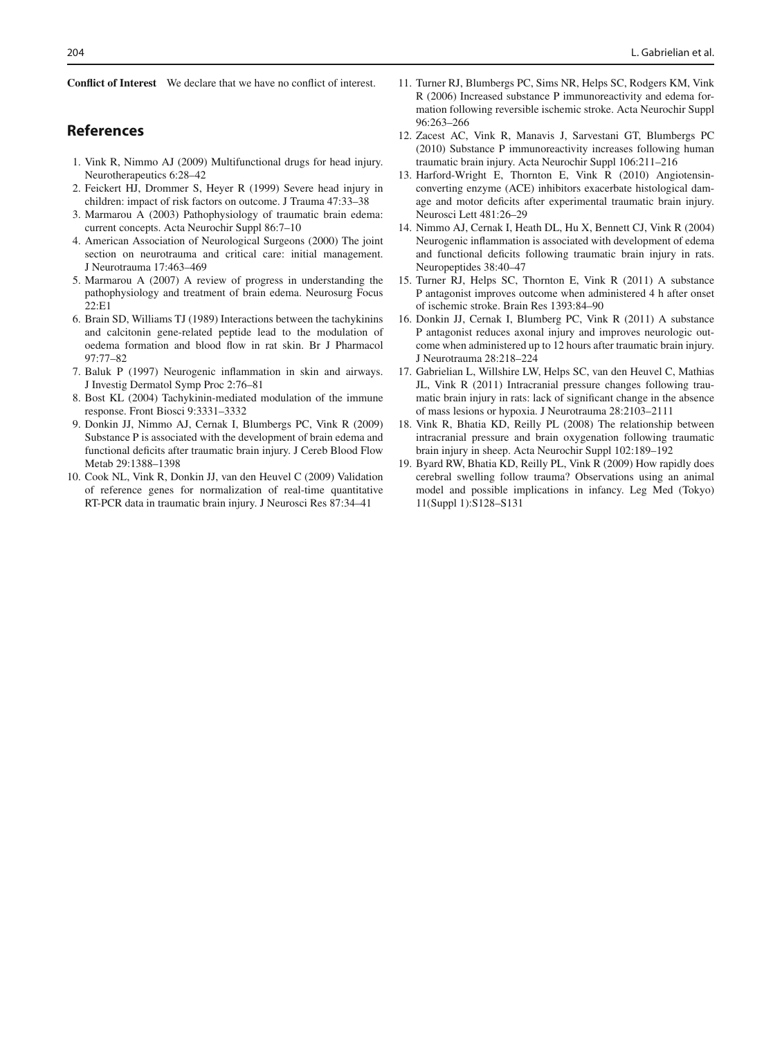**Conflict of Interest** We declare that we have no conflict of interest.

## References

1. Vink R, Nimmo AJ (2009) Multifunctional drugs for head injury. Neurotherapeutics 6:28–42
2. Feickert HJ, Drommer S, Heyer R (1999) Severe head injury in children: impact of risk factors on outcome. J Trauma 47:33–38
3. Marmarou A (2003) Pathophysiology of traumatic brain edema: current concepts. Acta Neurochir Suppl 86:7–10
4. American Association of Neurological Surgeons (2000) The joint section on neurotrauma and critical care: initial management. J Neurotrauma 17:463–469
5. Marmarou A (2007) A review of progress in understanding the pathophysiology and treatment of brain edema. Neurosurg Focus 22:E1
6. Brain SD, Williams TJ (1989) Interactions between the tachykinins and calcitonin gene-related peptide lead to the modulation of oedema formation and blood flow in rat skin. Br J Pharmacol 97:77–82
7. Baluk P (1997) Neurogenic inflammation in skin and airways. J Investig Dermatol Symp Proc 2:76–81
8. Bost KL (2004) Tachykinin-mediated modulation of the immune response. Front Biosci 9:3331–3332
9. Donkin JJ, Nimmo AJ, Cernak I, Blumbergs PC, Vink R (2009) Substance P is associated with the development of brain edema and functional deficits after traumatic brain injury. J Cereb Blood Flow Metab 29:1388–1398
10. Cook NL, Vink R, Donkin JJ, van den Heuvel C (2009) Validation of reference genes for normalization of real-time quantitative RT-PCR data in traumatic brain injury. J Neurosci Res 87:34–41
11. Turner RJ, Blumbergs PC, Sims NR, Helps SC, Rodgers KM, Vink R (2006) Increased substance P immunoreactivity and edema formation following reversible ischemic stroke. Acta Neurochir Suppl 96:263–266
12. Zacest AC, Vink R, Manavis J, Sarvestani GT, Blumbergs PC (2010) Substance P immunoreactivity increases following human traumatic brain injury. Acta Neurochir Suppl 106:211–216
13. Harford-Wright E, Thornton E, Vink R (2010) Angiotensin-converting enzyme (ACE) inhibitors exacerbate histological damage and motor deficits after experimental traumatic brain injury. Neurosci Lett 481:26–29
14. Nimmo AJ, Cernak I, Heath DL, Hu X, Bennett CJ, Vink R (2004) Neurogenic inflammation is associated with development of edema and functional deficits following traumatic brain injury in rats. Neuropeptides 38:40–47
15. Turner RJ, Helps SC, Thornton E, Vink R (2011) A substance P antagonist improves outcome when administered 4 h after onset of ischemic stroke. Brain Res 1393:84–90
16. Donkin JJ, Cernak I, Blumberg PC, Vink R (2011) A substance P antagonist reduces axonal injury and improves neurologic outcome when administered up to 12 hours after traumatic brain injury. J Neurotrauma 28:218–224
17. Gabrielian L, Willshire LW, Helps SC, van den Heuvel C, Mathias JL, Vink R (2011) Intracranial pressure changes following traumatic brain injury in rats: lack of significant change in the absence of mass lesions or hypoxia. J Neurotrauma 28:2103–2111
18. Vink R, Bhatia KD, Reilly PL (2008) The relationship between intracranial pressure and brain oxygenation following traumatic brain injury in sheep. Acta Neurochir Suppl 102:189–192
19. Byard RW, Bhatia KD, Reilly PL, Vink R (2009) How rapidly does cerebral swelling follow trauma? Observations using an animal model and possible implications in infancy. Leg Med (Tokyo) 11(Suppl 1):S128–S131